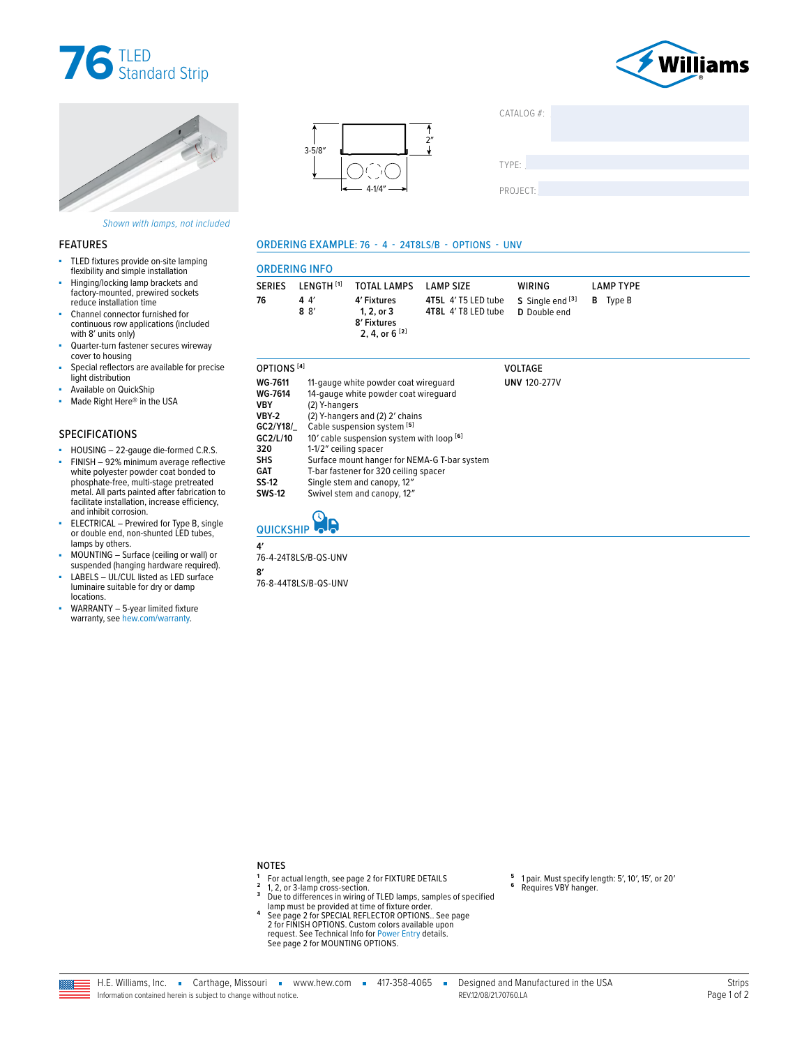# 76 TLED Standard Strip

Williams

*Shown with lamps, not included*

3-5/8″ 2″ 4-1/4″

CATALOG #:

TYPE:

PROJECT:

## FEATURES

- TLED fixtures provide on-site lamping flexibility and simple installation
- Hinging/locking lamp brackets and factory-mounted, prewired sockets reduce installation time
- Channel connector furnished for continuous row applications (included with 8′ units only)
- Quarter-turn fastener secures wireway cover to housing
- Special reflectors are available for precise light distribution
- Available on QuickShip
- Made Right Here® in the USA

## SPECIFICATIONS

- HOUSING – 22-gauge die-formed C.R.S.
- FINISH – 92% minimum average reflective white polyester powder coat bonded to phosphate-free, multi-stage pretreated metal. All parts painted after fabrication to facilitate installation, increase efficiency, and inhibit corrosion.
- ELECTRICAL – Prewired for Type B, single or double end, non-shunted LED tubes, lamps by others.
- MOUNTING – Surface (ceiling or wall) or suspended (hanging hardware required).
- LABELS – UL/CUL listed as LED surface luminaire suitable for dry or damp locations.
- WARRANTY – 5-year limited fixture warranty, see hew.com/warranty.

## ORDERING EXAMPLE: 76 - 4 - 24T8LS/B - OPTIONS - UNV

## ORDERING INFO

| SERIES | LENGTH [1] | TOTAL LAMPS | LAMP SIZE | WIRING | LAMP TYPE |
|---|---|---|---|---|---|
| **76** | **4** 4′<br>**8** 8′ | **4′ Fixtures**<br>1, 2, or 3<br>**8′ Fixtures**<br>2, 4, or 6 [2] | **4T5L** 4′ T5 LED tube<br>**4T8L** 4′ T8 LED tube | **S** Single end [3]<br>**D** Double end | **B** Type B |

| OPTIONS [4] | | VOLTAGE |
|---|---|---|
| **WG-7611** | 11-gauge white powder coat wireguard | **UNV** 120-277V |
| **WG-7614** | 14-gauge white powder coat wireguard | |
| **VBY** | (2) Y-hangers | |
| **VBY-2** | (2) Y-hangers and (2) 2′ chains | |
| **GC2/Y18/_** | Cable suspension system [5] | |
| **GC2/L/10** | 10′ cable suspension system with loop [6] | |
| **320** | 1-1/2″ ceiling spacer | |
| **SHS** | Surface mount hanger for NEMA-G T-bar system | |
| **GAT** | T-bar fastener for 320 ceiling spacer | |
| **SS-12** | Single stem and canopy, 12″ | |
| **SWS-12** | Swivel stem and canopy, 12″ | |

## QUICKSHIP

**4′**
76-4-24T8LS/B-QS-UNV

**8′**
76-8-44T8LS/B-QS-UNV

## NOTES

1. For actual length, see page 2 for FIXTURE DETAILS
2. 1, 2, or 3-lamp cross-section.
3. Due to differences in wiring of TLED lamps, samples of specified lamp must be provided at time of fixture order.
4. See page 2 for SPECIAL REFLECTOR OPTIONS.. See page 2 for FINISH OPTIONS. Custom colors available upon request. See Technical Info for Power Entry details. See page 2 for MOUNTING OPTIONS.
5. 1 pair. Must specify length: 5′, 10′, 15′, or 20′
6. Requires VBY hanger.

H.E. Williams, Inc. ▪ Carthage, Missouri ▪ www.hew.com ▪ 417-358-4065 ▪ Designed and Manufactured in the USA
Information contained herein is subject to change without notice. REV.12/08/21.70760.LA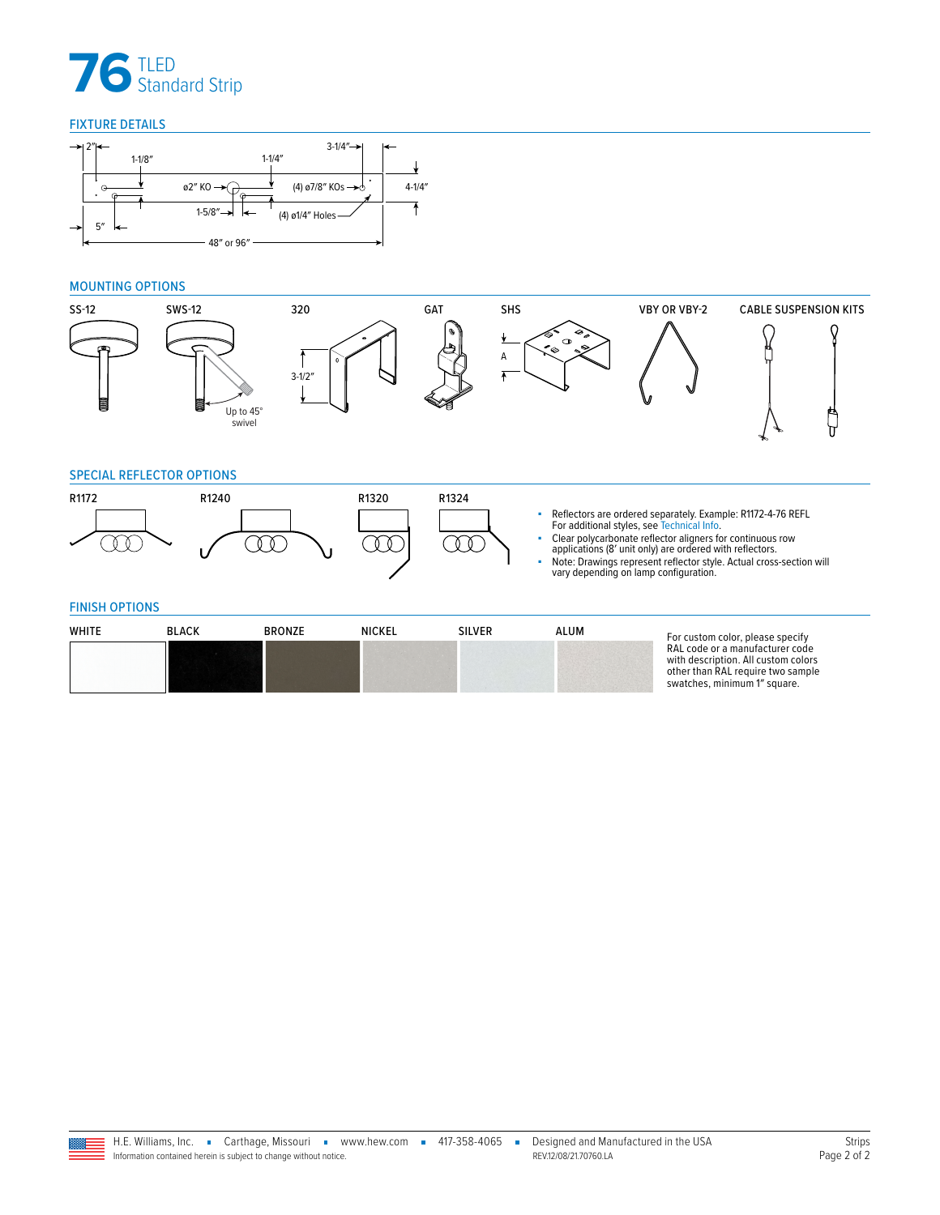# 76 TLED Standard Strip

## FIXTURE DETAILS

2"
1-1/8"
1-1/4"
3-1/4"
ø2" KO
(4) ø7/8" KOs
4-1/4"
1-5/8"
(4) ø1/4" Holes
5"
48" or 96"

## MOUNTING OPTIONS

SS-12

SWS-12

Up to 45° swivel

320

3-1/2"

GAT

SHS

A

VBY OR VBY-2

CABLE SUSPENSION KITS

## SPECIAL REFLECTOR OPTIONS

R1172

R1240

R1320

R1324

- Reflectors are ordered separately. Example: R1172-4-76 REFL For additional styles, see Technical Info.
- Clear polycarbonate reflector aligners for continuous row applications (8' unit only) are ordered with reflectors.
- Note: Drawings represent reflector style. Actual cross-section will vary depending on lamp configuration.

## FINISH OPTIONS

WHITE

BLACK

BRONZE

NICKEL

SILVER

ALUM

For custom color, please specify RAL code or a manufacturer code with description. All custom colors other than RAL require two sample swatches, minimum 1" square.

H.E. Williams, Inc. ▪ Carthage, Missouri ▪ www.hew.com ▪ 417-358-4065 ▪ Designed and Manufactured in the USA

Information contained herein is subject to change without notice. REV.12/08/21.70760.LA